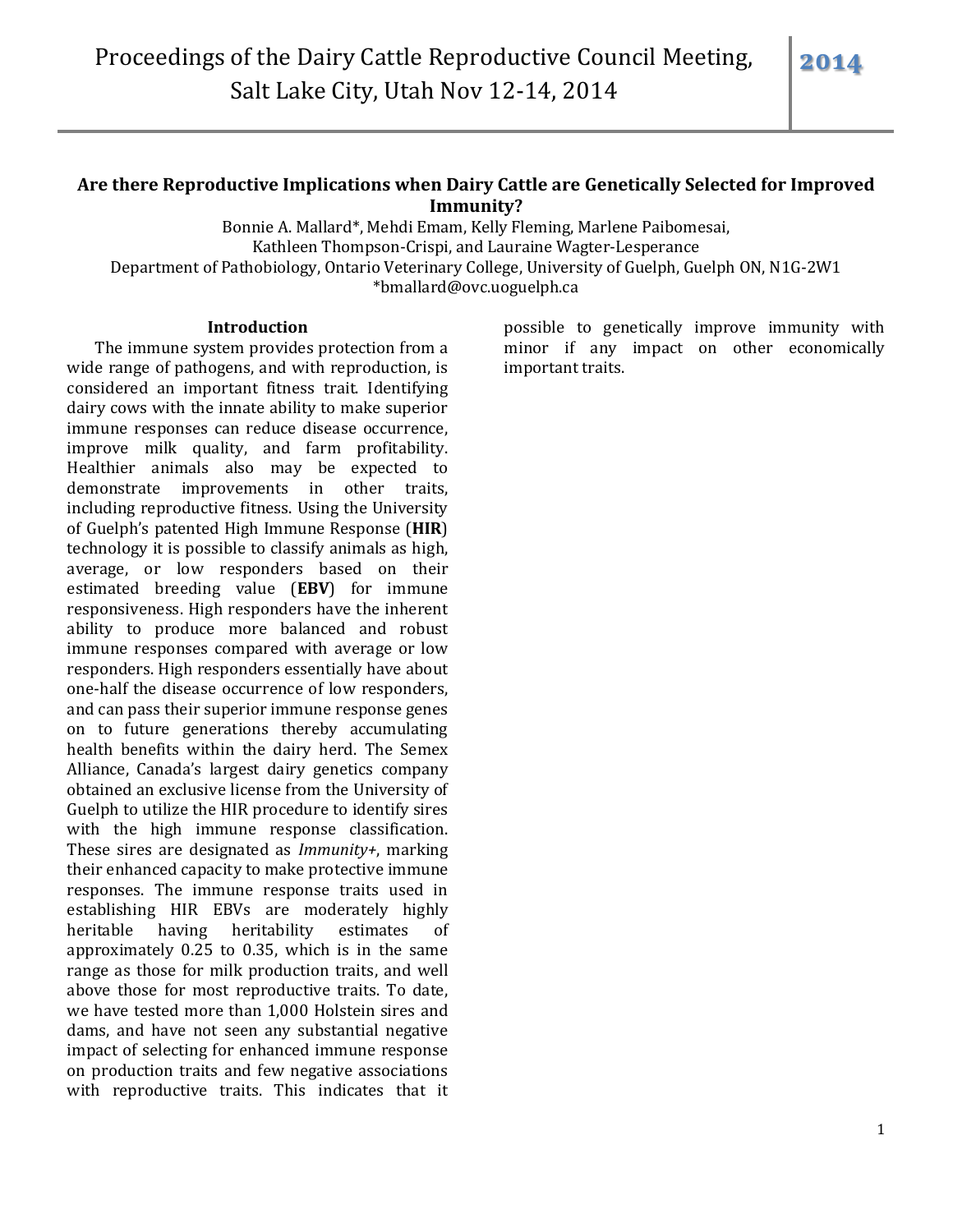# Are there Reproductive Implications when Dairy Cattle are Genetically Selected for Improved Immunity?

Bonnie A. Mallard*, Mehdi Emam, Kelly Fleming, Marlene Paibomesai, Kathleen Thompson-Crispi, and Lauraine Wagter-Lesperance

Department of Pathobiology, Ontario Veterinary College, University of Guelph, Guelph ON, N1G-2W1

*bmallard@ovc.uoguelph.ca

## Introduction

The immune system provides protection from a wide range of pathogens, and with reproduction, is considered an important fitness trait. Identifying dairy cows with the innate ability to make superior immune responses can reduce disease occurrence, improve milk quality, and farm profitability. Healthier animals also may be expected to demonstrate improvements in other traits, including reproductive fitness. Using the University of Guelph's patented High Immune Response (**HIR**) technology it is possible to classify animals as high, average, or low responders based on their estimated breeding value (**EBV**) for immune responsiveness. High responders have the inherent ability to produce more balanced and robust immune responses compared with average or low responders. High responders essentially have about one-half the disease occurrence of low responders, and can pass their superior immune response genes on to future generations thereby accumulating health benefits within the dairy herd. The Semex Alliance, Canada's largest dairy genetics company obtained an exclusive license from the University of Guelph to utilize the HIR procedure to identify sires with the high immune response classification. These sires are designated as *Immunity+*, marking their enhanced capacity to make protective immune responses. The immune response traits used in establishing HIR EBVs are moderately highly heritable having heritability estimates of approximately 0.25 to 0.35, which is in the same range as those for milk production traits, and well above those for most reproductive traits. To date, we have tested more than 1,000 Holstein sires and dams, and have not seen any substantial negative impact of selecting for enhanced immune response on production traits and few negative associations with reproductive traits. This indicates that it possible to genetically improve immunity with minor if any impact on other economically important traits.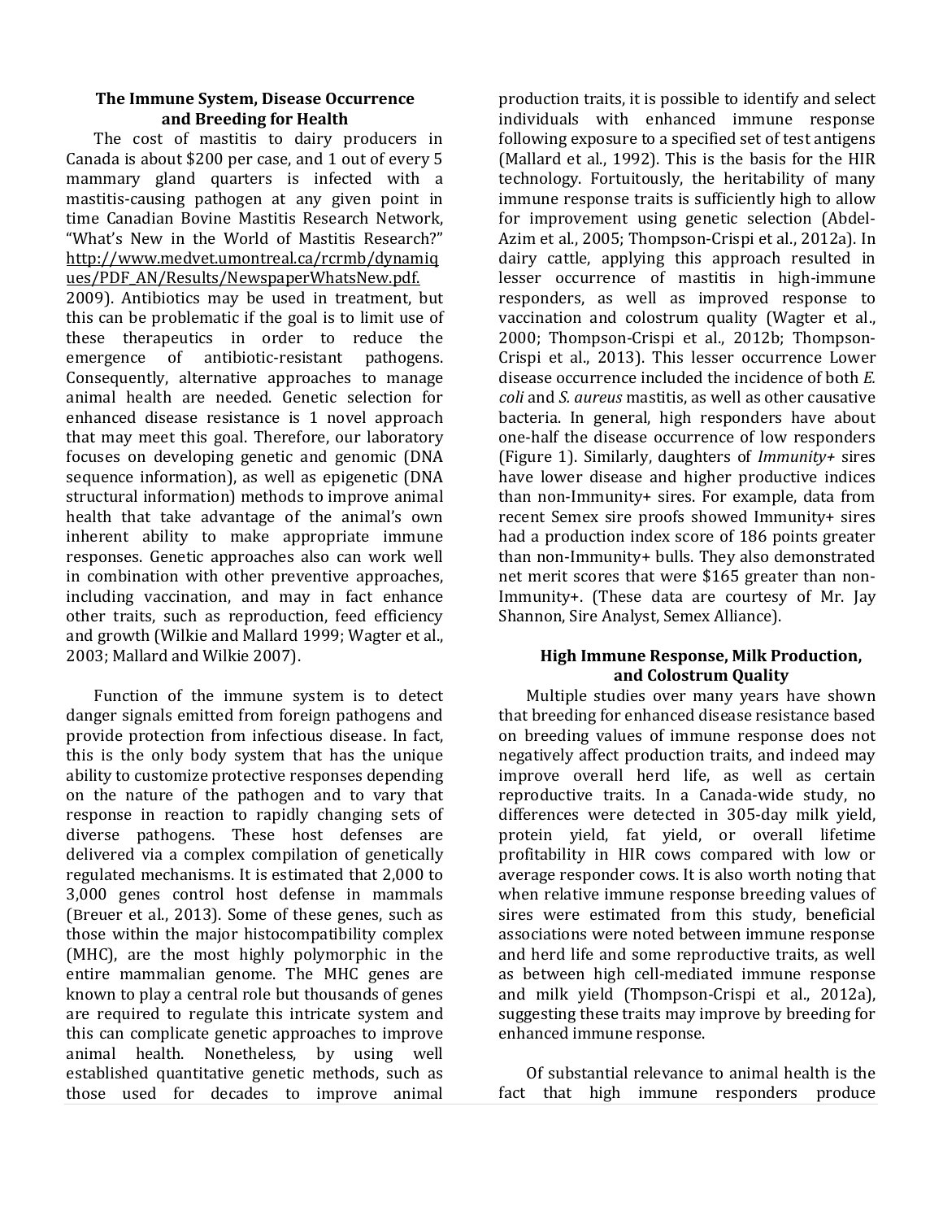## The Immune System, Disease Occurrence and Breeding for Health

The cost of mastitis to dairy producers in Canada is about $200 per case, and 1 out of every 5 mammary gland quarters is infected with a mastitis-causing pathogen at any given point in time Canadian Bovine Mastitis Research Network, "What's New in the World of Mastitis Research?" http://www.medvet.umontreal.ca/rcrmb/dynamiques/PDF_AN/Results/NewspaperWhatsNew.pdf. 2009). Antibiotics may be used in treatment, but this can be problematic if the goal is to limit use of these therapeutics in order to reduce the emergence of antibiotic-resistant pathogens. Consequently, alternative approaches to manage animal health are needed. Genetic selection for enhanced disease resistance is 1 novel approach that may meet this goal. Therefore, our laboratory focuses on developing genetic and genomic (DNA sequence information), as well as epigenetic (DNA structural information) methods to improve animal health that take advantage of the animal's own inherent ability to make appropriate immune responses. Genetic approaches also can work well in combination with other preventive approaches, including vaccination, and may in fact enhance other traits, such as reproduction, feed efficiency and growth (Wilkie and Mallard 1999; Wagter et al., 2003; Mallard and Wilkie 2007).

Function of the immune system is to detect danger signals emitted from foreign pathogens and provide protection from infectious disease. In fact, this is the only body system that has the unique ability to customize protective responses depending on the nature of the pathogen and to vary that response in reaction to rapidly changing sets of diverse pathogens. These host defenses are delivered via a complex compilation of genetically regulated mechanisms. It is estimated that 2,000 to 3,000 genes control host defense in mammals (Breuer et al., 2013). Some of these genes, such as those within the major histocompatibility complex (MHC), are the most highly polymorphic in the entire mammalian genome. The MHC genes are known to play a central role but thousands of genes are required to regulate this intricate system and this can complicate genetic approaches to improve animal health. Nonetheless, by using well established quantitative genetic methods, such as those used for decades to improve animal production traits, it is possible to identify and select individuals with enhanced immune response following exposure to a specified set of test antigens (Mallard et al., 1992). This is the basis for the HIR technology. Fortuitously, the heritability of many immune response traits is sufficiently high to allow for improvement using genetic selection (Abdel-Azim et al., 2005; Thompson-Crispi et al., 2012a). In dairy cattle, applying this approach resulted in lesser occurrence of mastitis in high-immune responders, as well as improved response to vaccination and colostrum quality (Wagter et al., 2000; Thompson-Crispi et al., 2012b; Thompson-Crispi et al., 2013). This lesser occurrence Lower disease occurrence included the incidence of both *E. coli* and *S. aureus* mastitis, as well as other causative bacteria. In general, high responders have about one-half the disease occurrence of low responders (Figure 1). Similarly, daughters of *Immunity+* sires have lower disease and higher productive indices than non-Immunity+ sires. For example, data from recent Semex sire proofs showed Immunity+ sires had a production index score of 186 points greater than non-Immunity+ bulls. They also demonstrated net merit scores that were $165 greater than non-Immunity+. (These data are courtesy of Mr. Jay Shannon, Sire Analyst, Semex Alliance).

## High Immune Response, Milk Production, and Colostrum Quality

Multiple studies over many years have shown that breeding for enhanced disease resistance based on breeding values of immune response does not negatively affect production traits, and indeed may improve overall herd life, as well as certain reproductive traits. In a Canada-wide study, no differences were detected in 305-day milk yield, protein yield, fat yield, or overall lifetime profitability in HIR cows compared with low or average responder cows. It is also worth noting that when relative immune response breeding values of sires were estimated from this study, beneficial associations were noted between immune response and herd life and some reproductive traits, as well as between high cell-mediated immune response and milk yield (Thompson-Crispi et al., 2012a), suggesting these traits may improve by breeding for enhanced immune response.

Of substantial relevance to animal health is the fact that high immune responders produce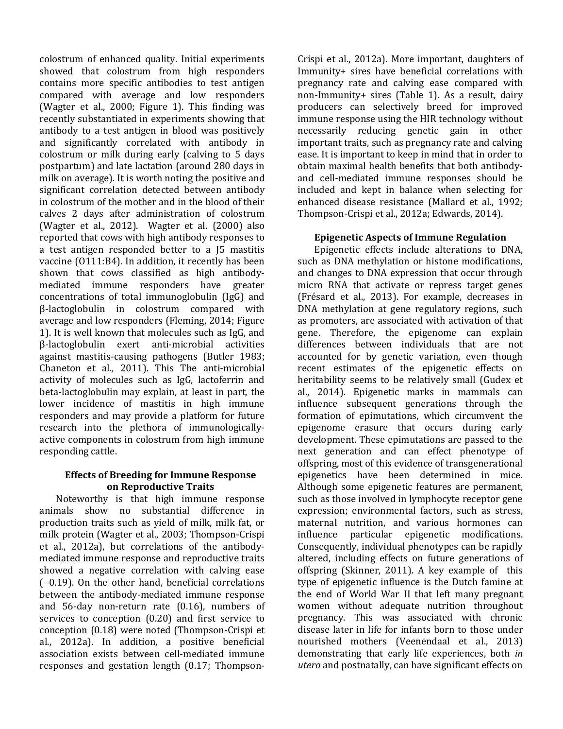colostrum of enhanced quality. Initial experiments showed that colostrum from high responders contains more specific antibodies to test antigen compared with average and low responders (Wagter et al., 2000; Figure 1). This finding was recently substantiated in experiments showing that antibody to a test antigen in blood was positively and significantly correlated with antibody in colostrum or milk during early (calving to 5 days postpartum) and late lactation (around 280 days in milk on average). It is worth noting the positive and significant correlation detected between antibody in colostrum of the mother and in the blood of their calves 2 days after administration of colostrum (Wagter et al., 2012). Wagter et al. (2000) also reported that cows with high antibody responses to a test antigen responded better to a J5 mastitis vaccine (O111:B4). In addition, it recently has been shown that cows classified as high antibody-mediated immune responders have greater concentrations of total immunoglobulin (IgG) and β-lactoglobulin in colostrum compared with average and low responders (Fleming, 2014; Figure 1). It is well known that molecules such as IgG, and β-lactoglobulin exert anti-microbial activities against mastitis-causing pathogens (Butler 1983; Chaneton et al., 2011). This The anti-microbial activity of molecules such as IgG, lactoferrin and beta-lactoglobulin may explain, at least in part, the lower incidence of mastitis in high immune responders and may provide a platform for future research into the plethora of immunologically-active components in colostrum from high immune responding cattle.

## Effects of Breeding for Immune Response on Reproductive Traits

Noteworthy is that high immune response animals show no substantial difference in production traits such as yield of milk, milk fat, or milk protein (Wagter et al., 2003; Thompson-Crispi et al., 2012a), but correlations of the antibody-mediated immune response and reproductive traits showed a negative correlation with calving ease (−0.19). On the other hand, beneficial correlations between the antibody-mediated immune response and 56-day non-return rate (0.16), numbers of services to conception (0.20) and first service to conception (0.18) were noted (Thompson-Crispi et al., 2012a). In addition, a positive beneficial association exists between cell-mediated immune responses and gestation length (0.17; Thompson-Crispi et al., 2012a). More important, daughters of Immunity+ sires have beneficial correlations with pregnancy rate and calving ease compared with non-Immunity+ sires (Table 1). As a result, dairy producers can selectively breed for improved immune response using the HIR technology without necessarily reducing genetic gain in other important traits, such as pregnancy rate and calving ease. It is important to keep in mind that in order to obtain maximal health benefits that both antibody- and cell-mediated immune responses should be included and kept in balance when selecting for enhanced disease resistance (Mallard et al., 1992; Thompson-Crispi et al., 2012a; Edwards, 2014).

## Epigenetic Aspects of Immune Regulation

Epigenetic effects include alterations to DNA, such as DNA methylation or histone modifications, and changes to DNA expression that occur through micro RNA that activate or repress target genes (Frésard et al., 2013). For example, decreases in DNA methylation at gene regulatory regions, such as promoters, are associated with activation of that gene. Therefore, the epigenome can explain differences between individuals that are not accounted for by genetic variation, even though recent estimates of the epigenetic effects on heritability seems to be relatively small (Gudex et al., 2014). Epigenetic marks in mammals can influence subsequent generations through the formation of epimutations, which circumvent the epigenome erasure that occurs during early development. These epimutations are passed to the next generation and can effect phenotype of offspring, most of this evidence of transgenerational epigenetics have been determined in mice. Although some epigenetic features are permanent, such as those involved in lymphocyte receptor gene expression; environmental factors, such as stress, maternal nutrition, and various hormones can influence particular epigenetic modifications. Consequently, individual phenotypes can be rapidly altered, including effects on future generations of offspring (Skinner, 2011). A key example of this type of epigenetic influence is the Dutch famine at the end of World War II that left many pregnant women without adequate nutrition throughout pregnancy. This was associated with chronic disease later in life for infants born to those under nourished mothers (Veenendaal et al., 2013) demonstrating that early life experiences, both *in utero* and postnatally, can have significant effects on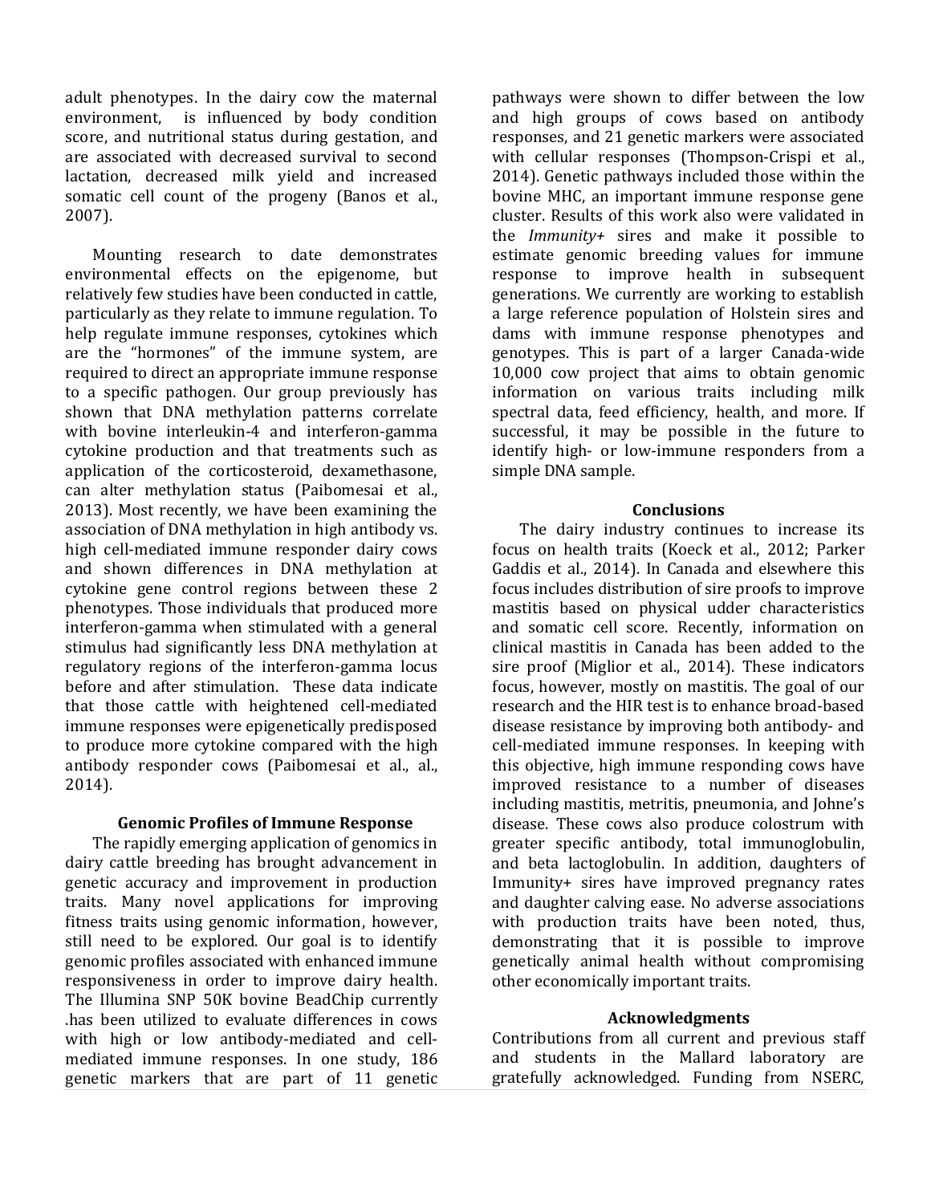adult phenotypes. In the dairy cow the maternal environment, is influenced by body condition score, and nutritional status during gestation, and are associated with decreased survival to second lactation, decreased milk yield and increased somatic cell count of the progeny (Banos et al., 2007).

Mounting research to date demonstrates environmental effects on the epigenome, but relatively few studies have been conducted in cattle, particularly as they relate to immune regulation. To help regulate immune responses, cytokines which are the "hormones" of the immune system, are required to direct an appropriate immune response to a specific pathogen. Our group previously has shown that DNA methylation patterns correlate with bovine interleukin-4 and interferon-gamma cytokine production and that treatments such as application of the corticosteroid, dexamethasone, can alter methylation status (Paibomesai et al., 2013). Most recently, we have been examining the association of DNA methylation in high antibody vs. high cell-mediated immune responder dairy cows and shown differences in DNA methylation at cytokine gene control regions between these 2 phenotypes. Those individuals that produced more interferon-gamma when stimulated with a general stimulus had significantly less DNA methylation at regulatory regions of the interferon-gamma locus before and after stimulation. These data indicate that those cattle with heightened cell-mediated immune responses were epigenetically predisposed to produce more cytokine compared with the high antibody responder cows (Paibomesai et al., al., 2014).

### Genomic Profiles of Immune Response

The rapidly emerging application of genomics in dairy cattle breeding has brought advancement in genetic accuracy and improvement in production traits. Many novel applications for improving fitness traits using genomic information, however, still need to be explored. Our goal is to identify genomic profiles associated with enhanced immune responsiveness in order to improve dairy health. The Illumina SNP 50K bovine BeadChip currently .has been utilized to evaluate differences in cows with high or low antibody-mediated and cell-mediated immune responses. In one study, 186 genetic markers that are part of 11 genetic pathways were shown to differ between the low and high groups of cows based on antibody responses, and 21 genetic markers were associated with cellular responses (Thompson-Crispi et al., 2014). Genetic pathways included those within the bovine MHC, an important immune response gene cluster. Results of this work also were validated in the *Immunity+* sires and make it possible to estimate genomic breeding values for immune response to improve health in subsequent generations. We currently are working to establish a large reference population of Holstein sires and dams with immune response phenotypes and genotypes. This is part of a larger Canada-wide 10,000 cow project that aims to obtain genomic information on various traits including milk spectral data, feed efficiency, health, and more. If successful, it may be possible in the future to identify high- or low-immune responders from a simple DNA sample.

### Conclusions

The dairy industry continues to increase its focus on health traits (Koeck et al., 2012; Parker Gaddis et al., 2014). In Canada and elsewhere this focus includes distribution of sire proofs to improve mastitis based on physical udder characteristics and somatic cell score. Recently, information on clinical mastitis in Canada has been added to the sire proof (Miglior et al., 2014). These indicators focus, however, mostly on mastitis. The goal of our research and the HIR test is to enhance broad-based disease resistance by improving both antibody- and cell-mediated immune responses. In keeping with this objective, high immune responding cows have improved resistance to a number of diseases including mastitis, metritis, pneumonia, and Johne's disease. These cows also produce colostrum with greater specific antibody, total immunoglobulin, and beta lactoglobulin. In addition, daughters of Immunity+ sires have improved pregnancy rates and daughter calving ease. No adverse associations with production traits have been noted, thus, demonstrating that it is possible to improve genetically animal health without compromising other economically important traits.

### Acknowledgments

Contributions from all current and previous staff and students in the Mallard laboratory are gratefully acknowledged. Funding from NSERC,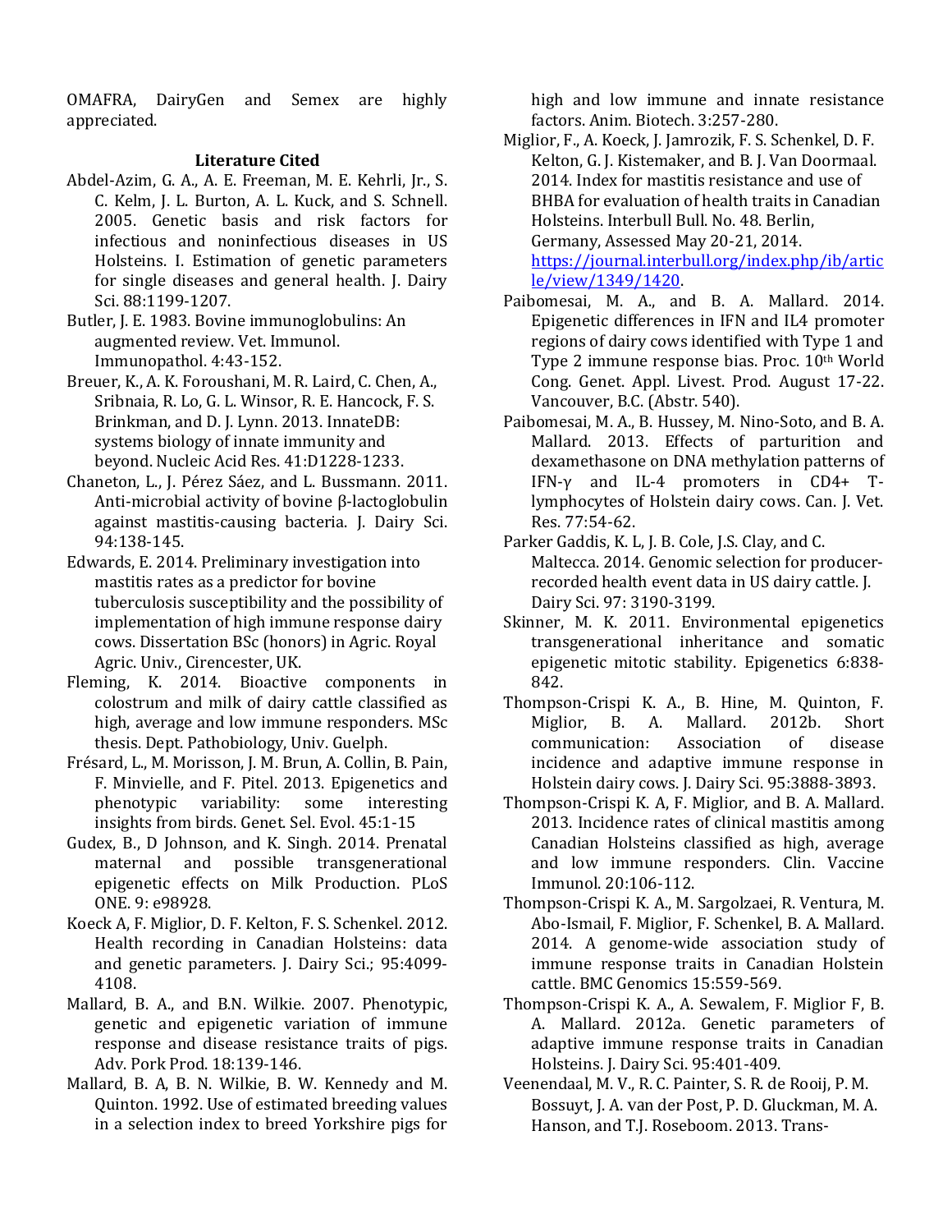OMAFRA, DairyGen and Semex are highly appreciated.

## Literature Cited

Abdel-Azim, G. A., A. E. Freeman, M. E. Kehrli, Jr., S. C. Kelm, J. L. Burton, A. L. Kuck, and S. Schnell. 2005. Genetic basis and risk factors for infectious and noninfectious diseases in US Holsteins. I. Estimation of genetic parameters for single diseases and general health. J. Dairy Sci. 88:1199-1207.

Butler, J. E. 1983. Bovine immunoglobulins: An augmented review. Vet. Immunol. Immunopathol. 4:43-152.

Breuer, K., A. K. Foroushani, M. R. Laird, C. Chen, A., Sribnaia, R. Lo, G. L. Winsor, R. E. Hancock, F. S. Brinkman, and D. J. Lynn. 2013. InnateDB: systems biology of innate immunity and beyond. Nucleic Acid Res. 41:D1228-1233.

Chaneton, L., J. Pérez Sáez, and L. Bussmann. 2011. Anti-microbial activity of bovine β-lactoglobulin against mastitis-causing bacteria. J. Dairy Sci. 94:138-145.

Edwards, E. 2014. Preliminary investigation into mastitis rates as a predictor for bovine tuberculosis susceptibility and the possibility of implementation of high immune response dairy cows. Dissertation BSc (honors) in Agric. Royal Agric. Univ., Cirencester, UK.

Fleming, K. 2014. Bioactive components in colostrum and milk of dairy cattle classified as high, average and low immune responders. MSc thesis. Dept. Pathobiology, Univ. Guelph.

Frésard, L., M. Morisson, J. M. Brun, A. Collin, B. Pain, F. Minvielle, and F. Pitel. 2013. Epigenetics and phenotypic variability: some interesting insights from birds. Genet. Sel. Evol. 45:1-15

Gudex, B., D Johnson, and K. Singh. 2014. Prenatal maternal and possible transgenerational epigenetic effects on Milk Production. PLoS ONE. 9: e98928.

Koeck A, F. Miglior, D. F. Kelton, F. S. Schenkel. 2012. Health recording in Canadian Holsteins: data and genetic parameters. J. Dairy Sci.; 95:4099-4108.

Mallard, B. A., and B.N. Wilkie. 2007. Phenotypic, genetic and epigenetic variation of immune response and disease resistance traits of pigs. Adv. Pork Prod. 18:139-146.

Mallard, B. A, B. N. Wilkie, B. W. Kennedy and M. Quinton. 1992. Use of estimated breeding values in a selection index to breed Yorkshire pigs for high and low immune and innate resistance factors. Anim. Biotech. 3:257-280.

Miglior, F., A. Koeck, J. Jamrozik, F. S. Schenkel, D. F. Kelton, G. J. Kistemaker, and B. J. Van Doormaal. 2014. Index for mastitis resistance and use of BHBA for evaluation of health traits in Canadian Holsteins. Interbull Bull. No. 48. Berlin, Germany, Assessed May 20-21, 2014. https://journal.interbull.org/index.php/ib/article/view/1349/1420.

Paibomesai, M. A., and B. A. Mallard. 2014. Epigenetic differences in IFN and IL4 promoter regions of dairy cows identified with Type 1 and Type 2 immune response bias. Proc. 10th World Cong. Genet. Appl. Livest. Prod. August 17-22. Vancouver, B.C. (Abstr. 540).

Paibomesai, M. A., B. Hussey, M. Nino-Soto, and B. A. Mallard. 2013. Effects of parturition and dexamethasone on DNA methylation patterns of IFN-γ and IL-4 promoters in CD4+ T-lymphocytes of Holstein dairy cows. Can. J. Vet. Res. 77:54-62.

Parker Gaddis, K. L, J. B. Cole, J.S. Clay, and C. Maltecca. 2014. Genomic selection for producer-recorded health event data in US dairy cattle. J. Dairy Sci. 97: 3190-3199.

Skinner, M. K. 2011. Environmental epigenetics transgenerational inheritance and somatic epigenetic mitotic stability. Epigenetics 6:838-842.

Thompson-Crispi K. A., B. Hine, M. Quinton, F. Miglior, B. A. Mallard. 2012b. Short communication: Association of disease incidence and adaptive immune response in Holstein dairy cows. J. Dairy Sci. 95:3888-3893.

Thompson-Crispi K. A, F. Miglior, and B. A. Mallard. 2013. Incidence rates of clinical mastitis among Canadian Holsteins classified as high, average and low immune responders. Clin. Vaccine Immunol. 20:106-112.

Thompson-Crispi K. A., M. Sargolzaei, R. Ventura, M. Abo-Ismail, F. Miglior, F. Schenkel, B. A. Mallard. 2014. A genome-wide association study of immune response traits in Canadian Holstein cattle. BMC Genomics 15:559-569.

Thompson-Crispi K. A., A. Sewalem, F. Miglior F, B. A. Mallard. 2012a. Genetic parameters of adaptive immune response traits in Canadian Holsteins. J. Dairy Sci. 95:401-409.

Veenendaal, M. V., R. C. Painter, S. R. de Rooij, P. M. Bossuyt, J. A. van der Post, P. D. Gluckman, M. A. Hanson, and T.J. Roseboom. 2013. Trans-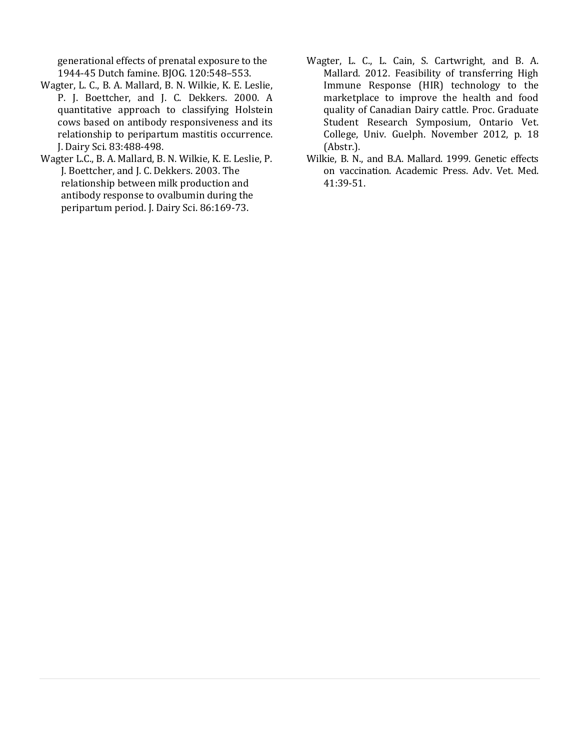generational effects of prenatal exposure to the 1944-45 Dutch famine. BJOG. 120:548–553.

Wagter, L. C., B. A. Mallard, B. N. Wilkie, K. E. Leslie, P. J. Boettcher, and J. C. Dekkers. 2000. A quantitative approach to classifying Holstein cows based on antibody responsiveness and its relationship to peripartum mastitis occurrence. J. Dairy Sci. 83:488-498.

Wagter L.C., B. A. Mallard, B. N. Wilkie, K. E. Leslie, P. J. Boettcher, and J. C. Dekkers. 2003. The relationship between milk production and antibody response to ovalbumin during the peripartum period. J. Dairy Sci. 86:169-73.

Wagter, L. C., L. Cain, S. Cartwright, and B. A. Mallard. 2012. Feasibility of transferring High Immune Response (HIR) technology to the marketplace to improve the health and food quality of Canadian Dairy cattle. Proc. Graduate Student Research Symposium, Ontario Vet. College, Univ. Guelph. November 2012, p. 18 (Abstr.).

Wilkie, B. N., and B.A. Mallard. 1999. Genetic effects on vaccination. Academic Press. Adv. Vet. Med. 41:39-51.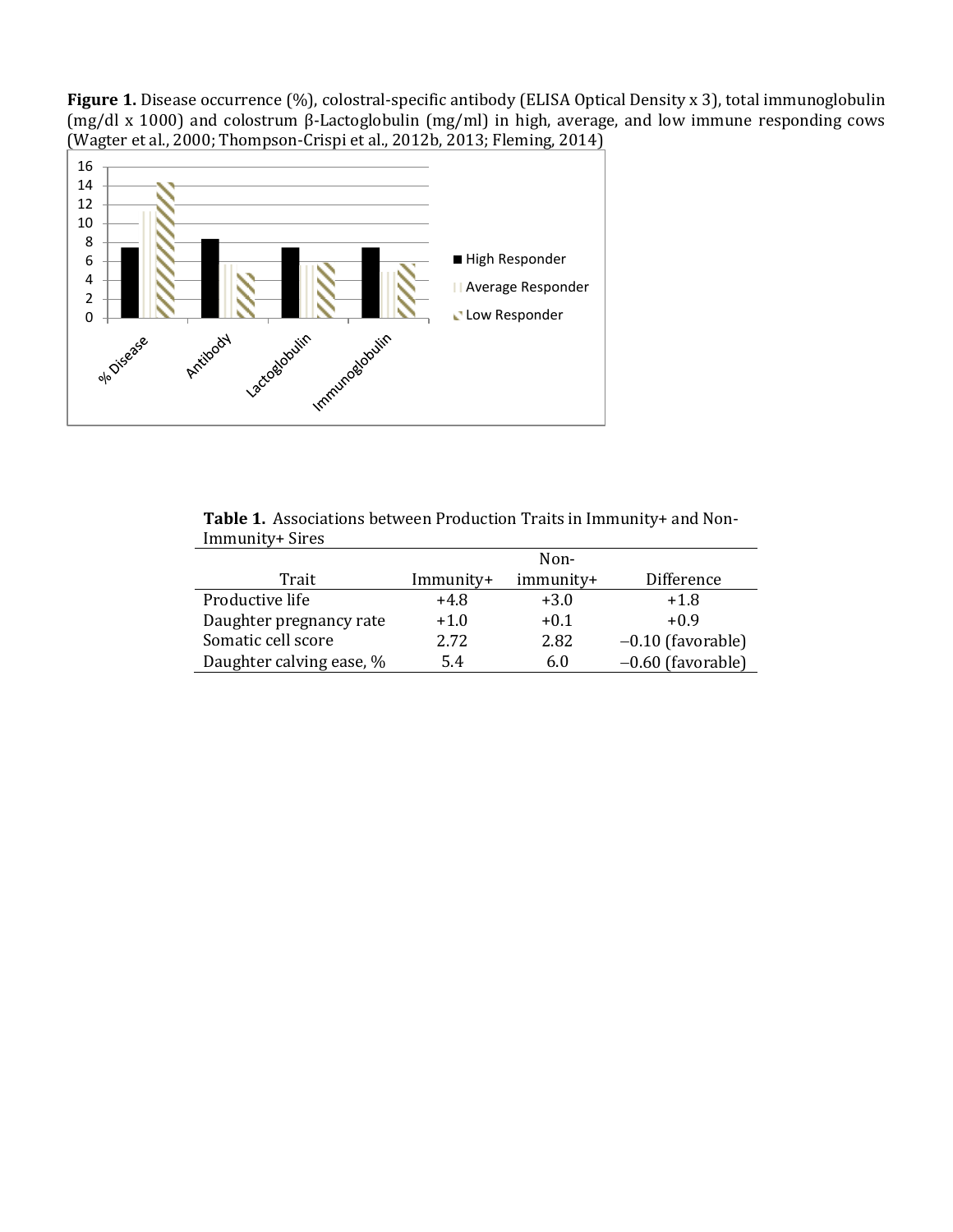**Figure 1.** Disease occurrence (%), colostral-specific antibody (ELISA Optical Density x 3), total immunoglobulin (mg/dl x 1000) and colostrum β-Lactoglobulin (mg/ml) in high, average, and low immune responding cows (Wagter et al., 2000; Thompson-Crispi et al., 2012b, 2013; Fleming, 2014)

16
14
12
10
8
6
4
2
0

% Disease
Antibody
Lactoglobulin
Immunoglobulin

High Responder
Average Responder
Low Responder

**Table 1.** Associations between Production Traits in Immunity+ and Non-Immunity+ Sires

| Trait | Immunity+ | Non-immunity+ | Difference |
|---|---|---|---|
| Productive life | +4.8 | +3.0 | +1.8 |
| Daughter pregnancy rate | +1.0 | +0.1 | +0.9 |
| Somatic cell score | 2.72 | 2.82 | −0.10 (favorable) |
| Daughter calving ease, % | 5.4 | 6.0 | −0.60 (favorable) |